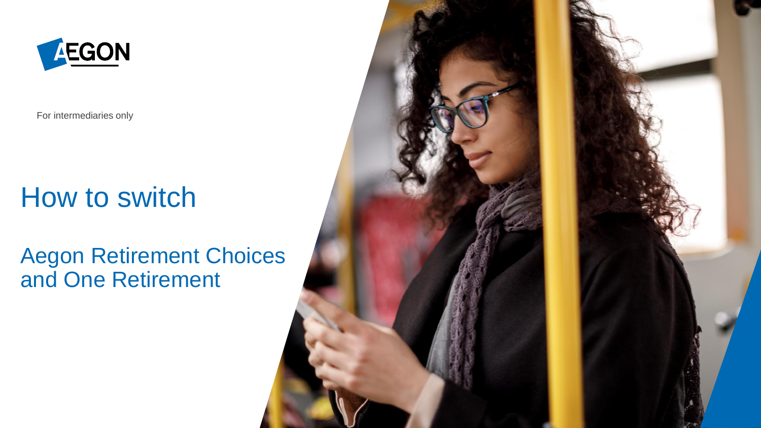For intermediaries only

# How to switch

## Aegon Retirement Choices and One Retirement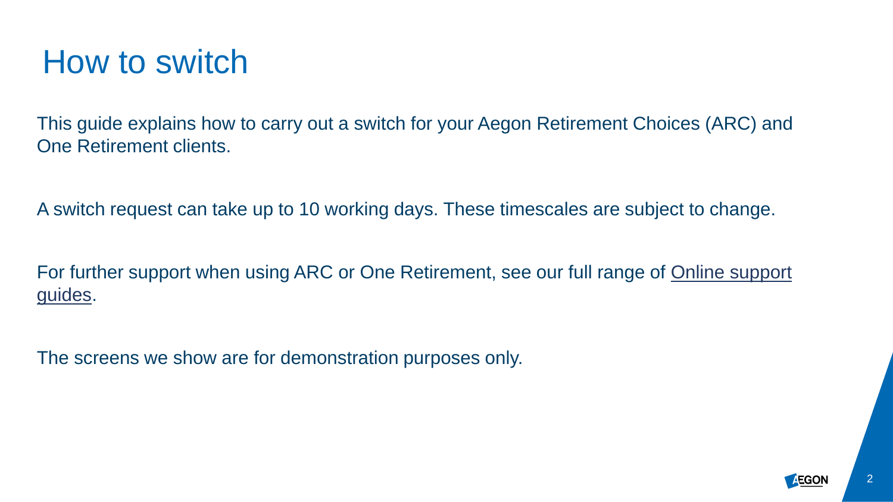# How to switch

This guide explains how to carry out a switch for your Aegon Retirement Choices (ARC) and One Retirement clients.

A switch request can take up to 10 working days. These timescales are subject to change.

For further support when using ARC or One Retirement, see our full range of Online support guides.

The screens we show are for demonstration purposes only.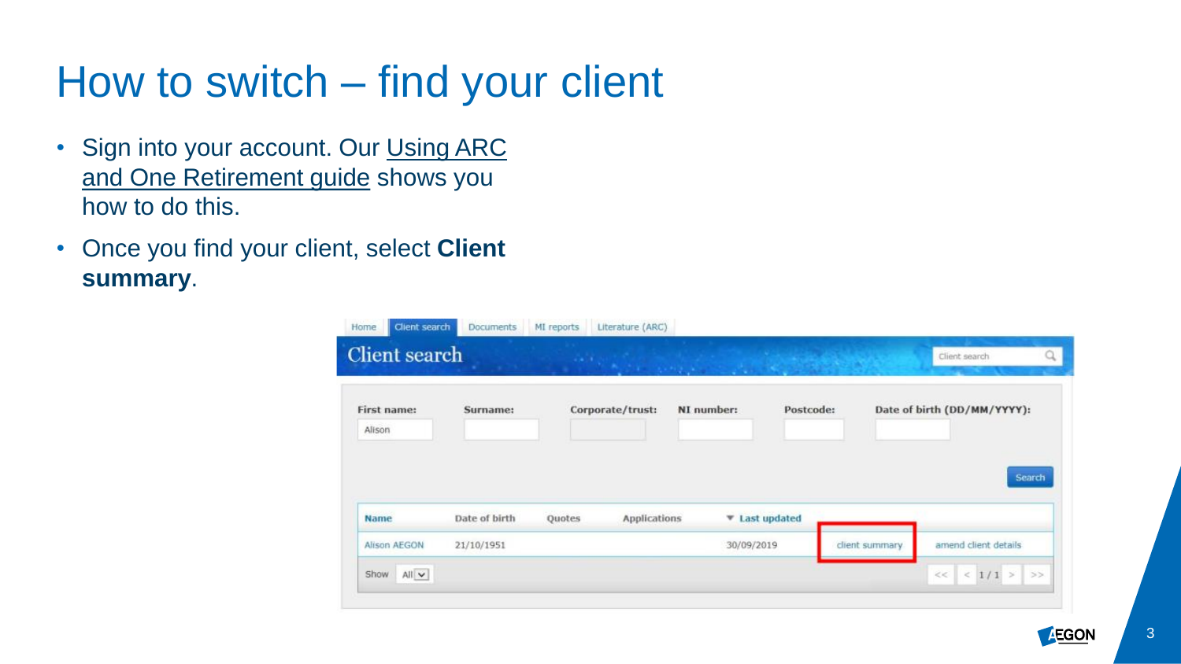# How to switch – find your client

- Sign into your account. Our Using ARC and One Retirement guide shows you how to do this.
- Once you find your client, select **Client summary**.

Home | Client search | Documents | MI reports | Literature (ARC)

## Client search

| First name: | Surname: | Corporate/trust: | NI number: | Postcode: | Date of birth (DD/MM/YYYY): |
|---|---|---|---|---|---|
| Alison | | | | | |

Search

| Name | Date of birth | Quotes | Applications | ▼ Last updated | | |
|---|---|---|---|---|---|---|
| Alison AEGON | 21/10/1951 | | | 30/09/2019 | client summary | amend client details |

Show All

<< < 1 / 1 > >>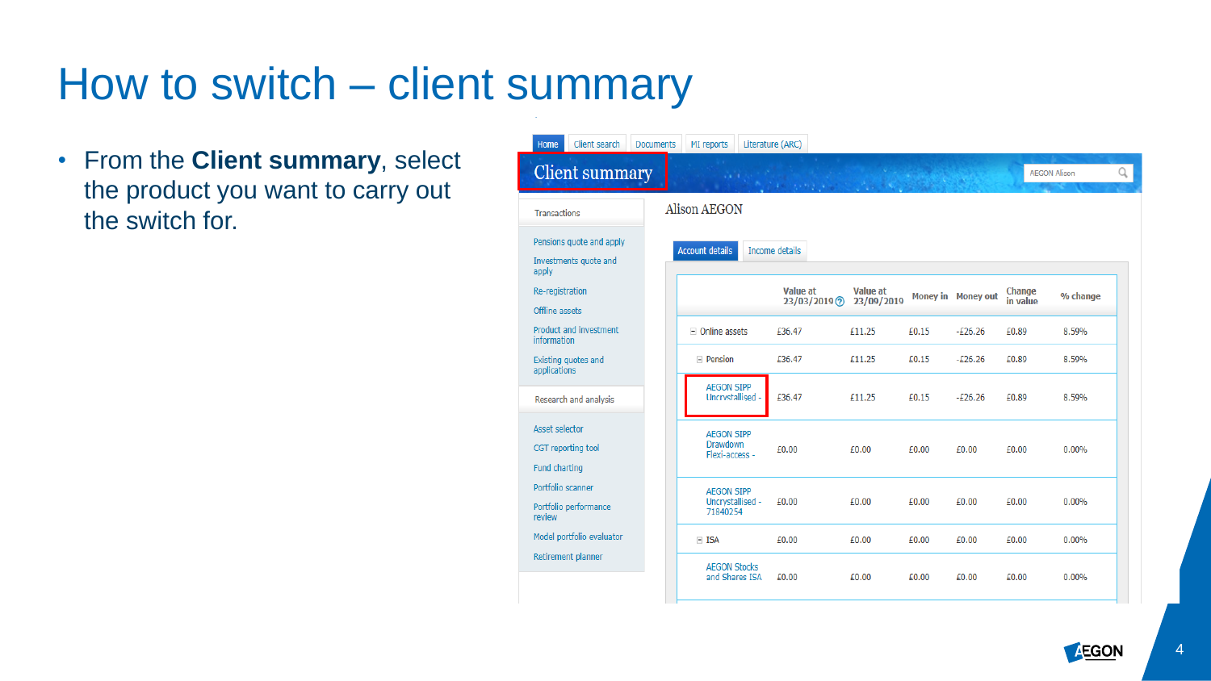# How to switch – client summary

- From the **Client summary**, select the product you want to carry out the switch for.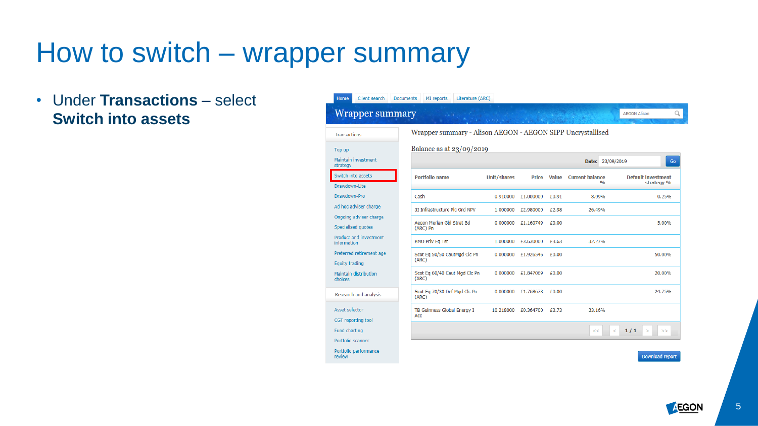# How to switch – wrapper summary

- Under **Transactions** – select **Switch into assets**

Home | Client search | Documents | MI reports | Literature (ARC)

## Wrapper summary

AEGON Alison

**Transactions**

- Top up
- Maintain investment strategy
- Switch into assets
- Drawdown-Lite
- Drawdown-Pro
- Ad hoc adviser charge
- Ongoing adviser charge
- Specialised quotes
- Product and investment information
- Preferred retirement age
- Equity trading
- Maintain distribution choices

**Research and analysis**

- Asset selector
- CGT reporting tool
- Fund charting
- Portfolio scanner
- Portfolio performance review

Wrapper summary - Alison AEGON - AEGON SIPP Uncrystallised

Balance as at 23/09/2019

Date: 23/09/2019 Go

| Portfolio name | Unit/shares | Price | Value | Current balance % | Default investment strategy % |
|---|---|---|---|---|---|
| Cash | 0.910000 | £1.000000 | £0.91 | 8.09% | 0.25% |
| 3I Infrastructure Plc Ord NPV | 1.000000 | £2.980000 | £2.98 | 26.49% | |
| Aegon Merian Gbl Strat Bd (ARC) Pn | 0.000000 | £1.160749 | £0.00 | | 5.00% |
| BMO Priv Eq Tst | 1.000000 | £3.630000 | £3.63 | 32.27% | |
| Scot Eq 50/50 CautMgd Clc Pn (ARC) | 0.000000 | £1.926546 | £0.00 | | 50.00% |
| Scot Eq 60/40 Caut Mgd Clc Pn (ARC) | 0.000000 | £1.847069 | £0.00 | | 20.00% |
| Scot Eq 70/30 Def Mgd Clc Pn (ARC) | 0.000000 | £1.768678 | £0.00 | | 24.75% |
| TB Guinness Global Energy I Acc | 10.218000 | £0.364700 | £3.73 | 33.16% | |

1 / 1

Download report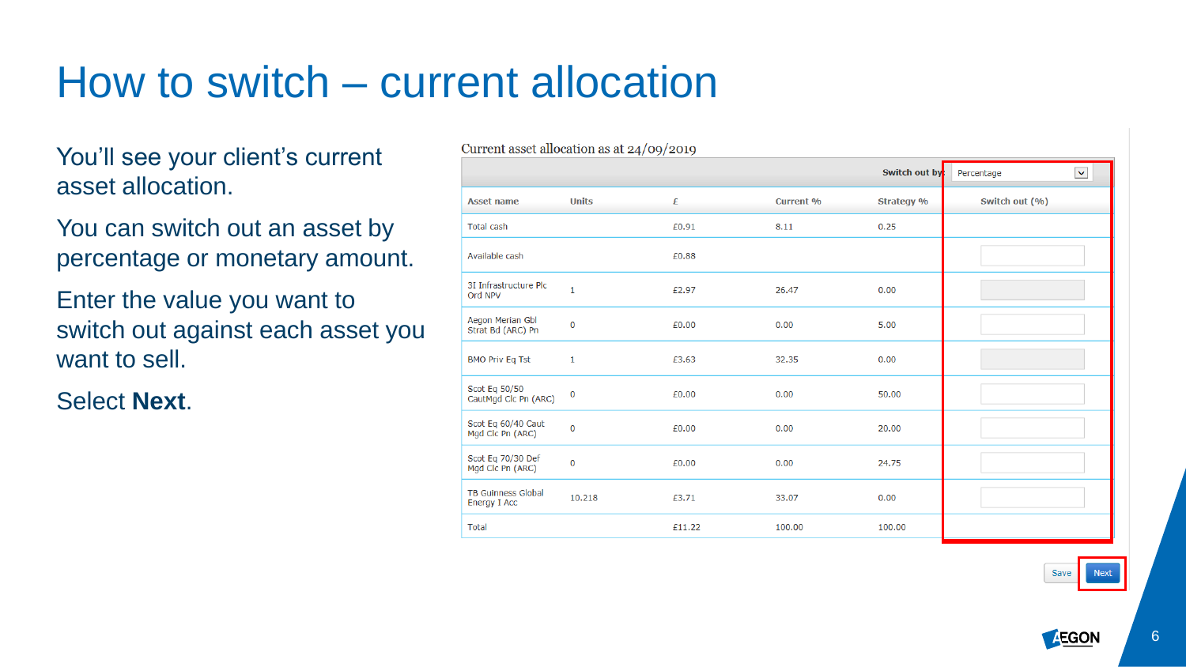# How to switch – current allocation

You'll see your client's current asset allocation.

You can switch out an asset by percentage or monetary amount.

Enter the value you want to switch out against each asset you want to sell.

Select **Next**.

Current asset allocation as at 24/09/2019

Switch out by: Percentage

| Asset name | Units | £ | Current % | Strategy % | Switch out (%) |
|---|---|---|---|---|---|
| Total cash | | £0.91 | 8.11 | 0.25 | |
| Available cash | | £0.88 | | | |
| 3I Infrastructure Plc Ord NPV | 1 | £2.97 | 26.47 | 0.00 | |
| Aegon Merian Gbl Strat Bd (ARC) Pn | 0 | £0.00 | 0.00 | 5.00 | |
| BMO Priv Eq Tst | 1 | £3.63 | 32.35 | 0.00 | |
| Scot Eq 50/50 CautMgd Clc Pn (ARC) | 0 | £0.00 | 0.00 | 50.00 | |
| Scot Eq 60/40 Caut Mgd Clc Pn (ARC) | 0 | £0.00 | 0.00 | 20.00 | |
| Scot Eq 70/30 Def Mgd Clc Pn (ARC) | 0 | £0.00 | 0.00 | 24.75 | |
| TB Guinness Global Energy I Acc | 10.218 | £3.71 | 33.07 | 0.00 | |
| Total | | £11.22 | 100.00 | 100.00 | |

Save | Next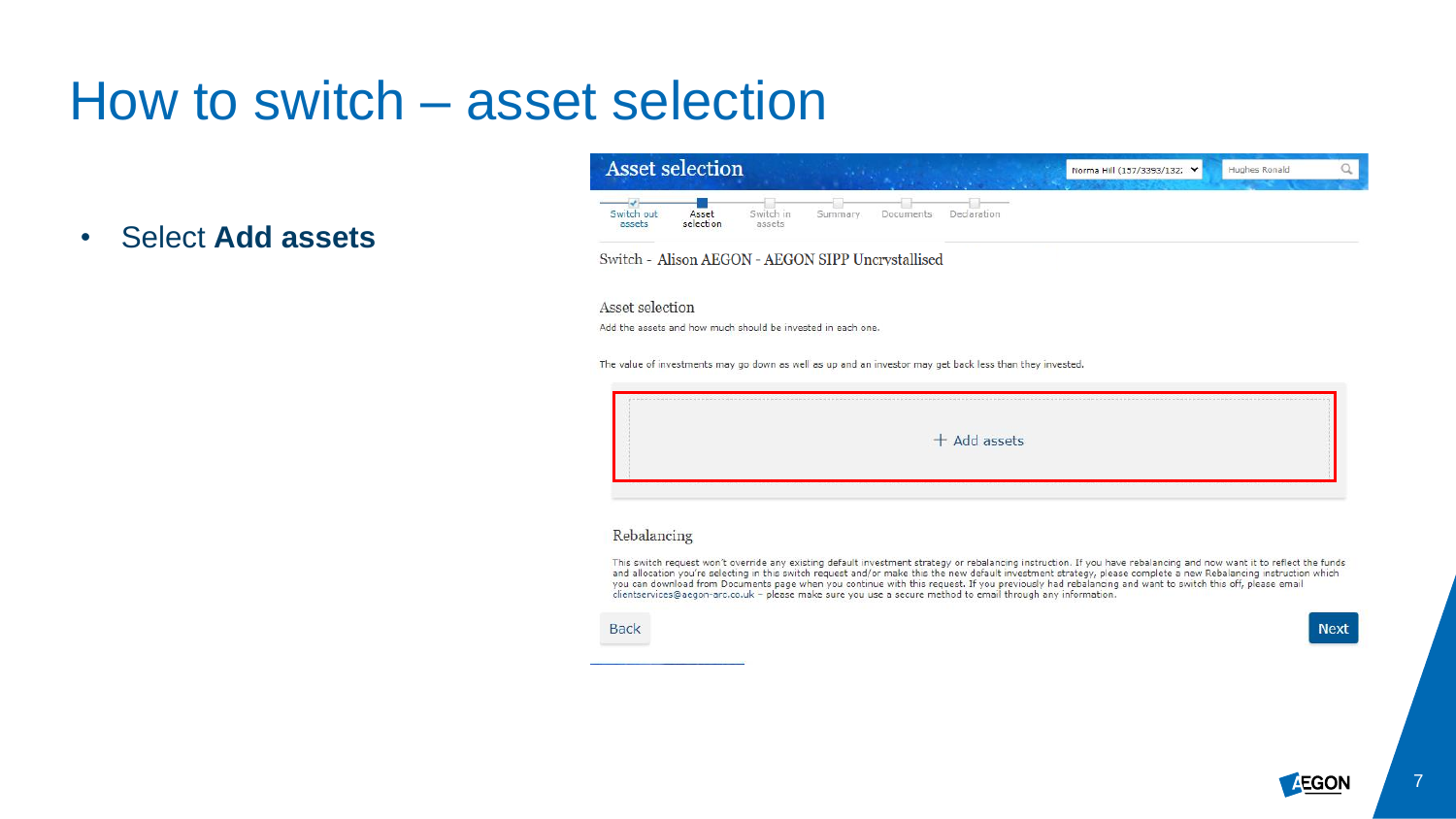# How to switch – asset selection

- Select **Add assets**

Asset selection

Switch out assets | Asset selection | Switch in assets | Summary | Documents | Declaration

Switch - Alison AEGON - AEGON SIPP Uncrystallised

Asset selection

Add the assets and how much should be invested in each one.

The value of investments may go down as well as up and an investor may get back less than they invested.

+ Add assets

Rebalancing

This switch request won't override any existing default investment strategy or rebalancing instruction. If you have rebalancing and now want it to reflect the funds and allocation you're selecting in this switch request and/or make this the new default investment strategy, please complete a new Rebalancing instruction which you can download from Documents page when you continue with this request. If you previously had rebalancing and want to switch this off, please email clientservices@aegon-arc.co.uk – please make sure you use a secure method to email through any information.

Back | Next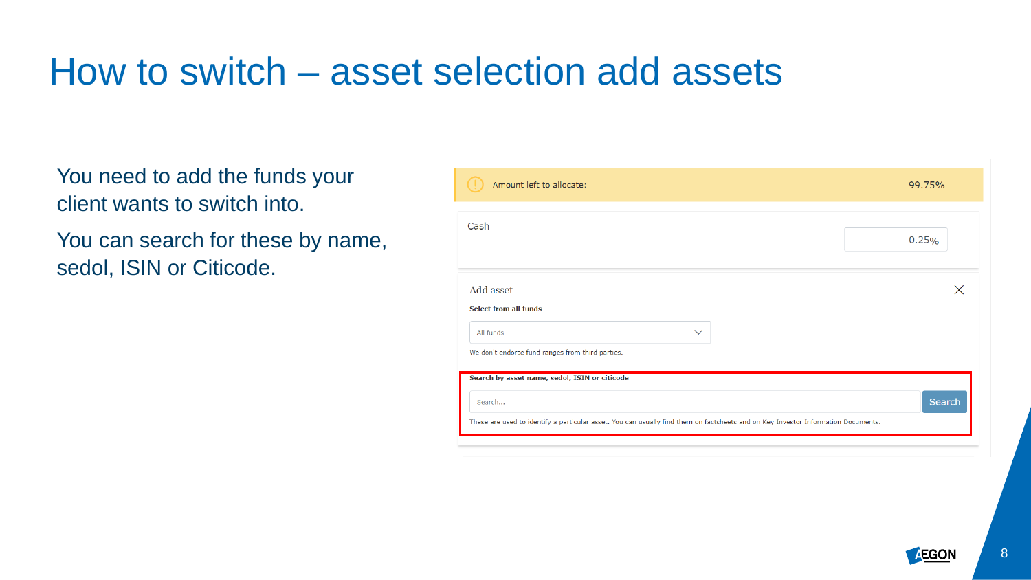# How to switch – asset selection add assets

You need to add the funds your client wants to switch into.

You can search for these by name, sedol, ISIN or Citicode.

Amount left to allocate: 99.75%

Cash 0.25%

Add asset

**Select from all funds**

All funds

We don't endorse fund ranges from third parties.

**Search by asset name, sedol, ISIN or citicode**

Search...

Search

These are used to identify a particular asset. You can usually find them on factsheets and on Key Investor Information Documents.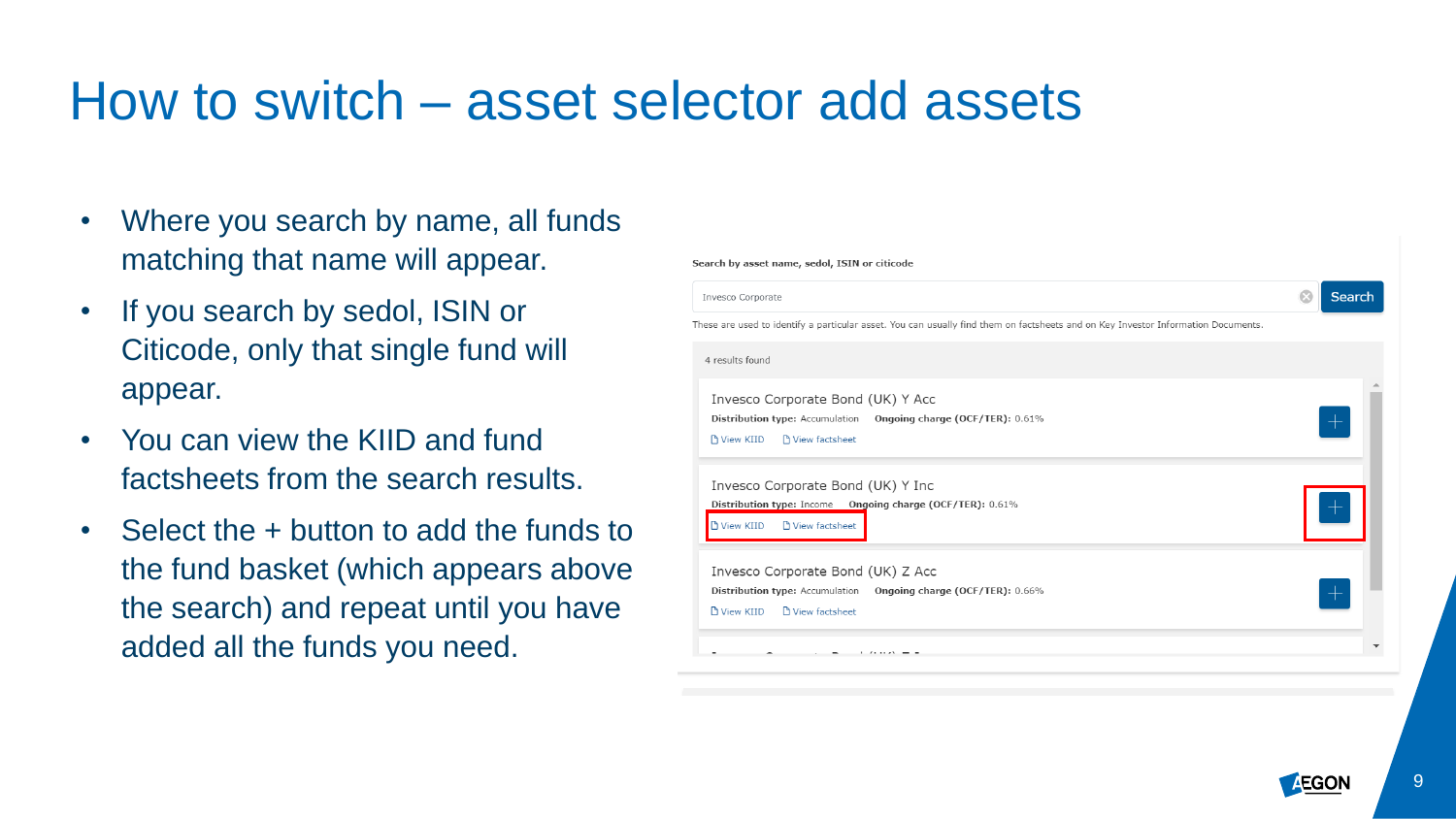# How to switch – asset selector add assets

- Where you search by name, all funds matching that name will appear.
- If you search by sedol, ISIN or Citicode, only that single fund will appear.
- You can view the KIID and fund factsheets from the search results.
- Select the + button to add the funds to the fund basket (which appears above the search) and repeat until you have added all the funds you need.

Search by asset name, sedol, ISIN or citicode

Invesco Corporate

Search

These are used to identify a particular asset. You can usually find them on factsheets and on Key Investor Information Documents.

4 results found

Invesco Corporate Bond (UK) Y Acc
**Distribution type:** Accumulation **Ongoing charge (OCF/TER):** 0.61%
View KIID View factsheet

Invesco Corporate Bond (UK) Y Inc
**Distribution type:** Income **Ongoing charge (OCF/TER):** 0.61%
View KIID View factsheet

Invesco Corporate Bond (UK) Z Acc
**Distribution type:** Accumulation **Ongoing charge (OCF/TER):** 0.66%
View KIID View factsheet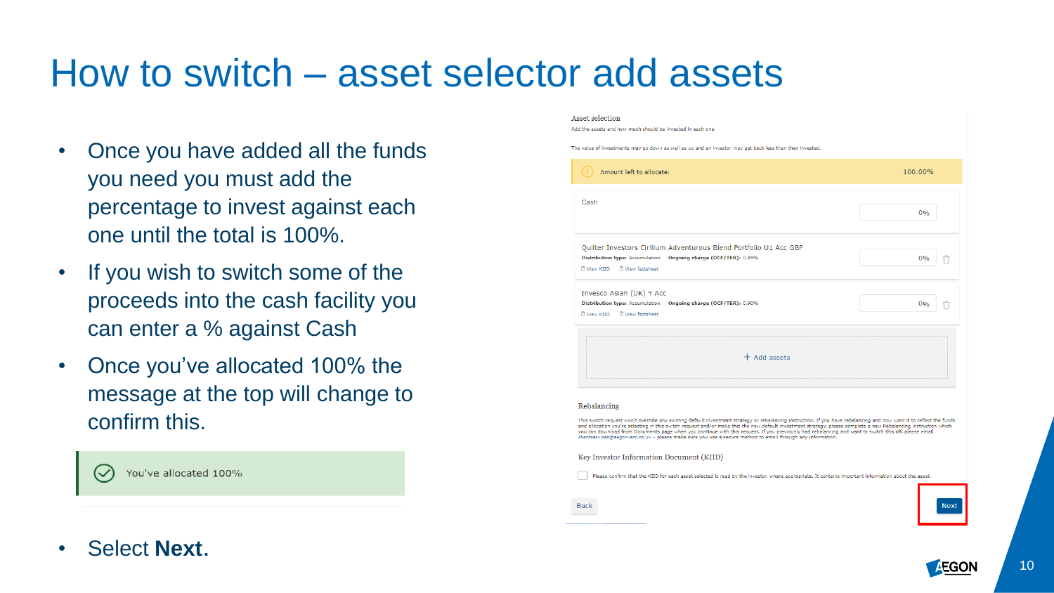# How to switch – asset selector add assets

- Once you have added all the funds you need you must add the percentage to invest against each one until the total is 100%.
- If you wish to switch some of the proceeds into the cash facility you can enter a % against Cash
- Once you've allocated 100% the message at the top will change to confirm this.

You've allocated 100%

- Select **Next.**

Asset selection

Add the assets and how much should be invested in each one.

The value of investments may go down as well as up and an investor may get back less than they invested.

| Amount left to allocate: | 100.00% |
|---|---|
| Cash | 0% |
| Quilter Investors Cirilium Adventurous Blend Portfolio U1 Acc GBP<br>Distribution type: Accumulation  Ongoing charge (OCF/TER): 0.85%<br>View KIID  View factsheet | 0% |
| Invesco Asian (UK) Y Acc<br>Distribution type: Accumulation  Ongoing charge (OCF/TER): 0.90%<br>View KIID  View factsheet | 0% |

+ Add assets

Rebalancing

This switch request won't override any existing default investment strategy or rebalancing instruction. If you have rebalancing and now want it to reflect the funds and allocation you're selecting in this switch request and/or make this the new default investment strategy, please complete a new Rebalancing instruction which you can download from Documents page when you continue with this request. If you previously had rebalancing and want to switch this off, please email clientservices@aegon-arc.co.uk – please make sure you use a secure method to email through any information.

Key Investor Information Document (KIID)

Please confirm that the KIID for each asset selected is read by the investor where appropriate. It contains important information about the asset.

Back    Next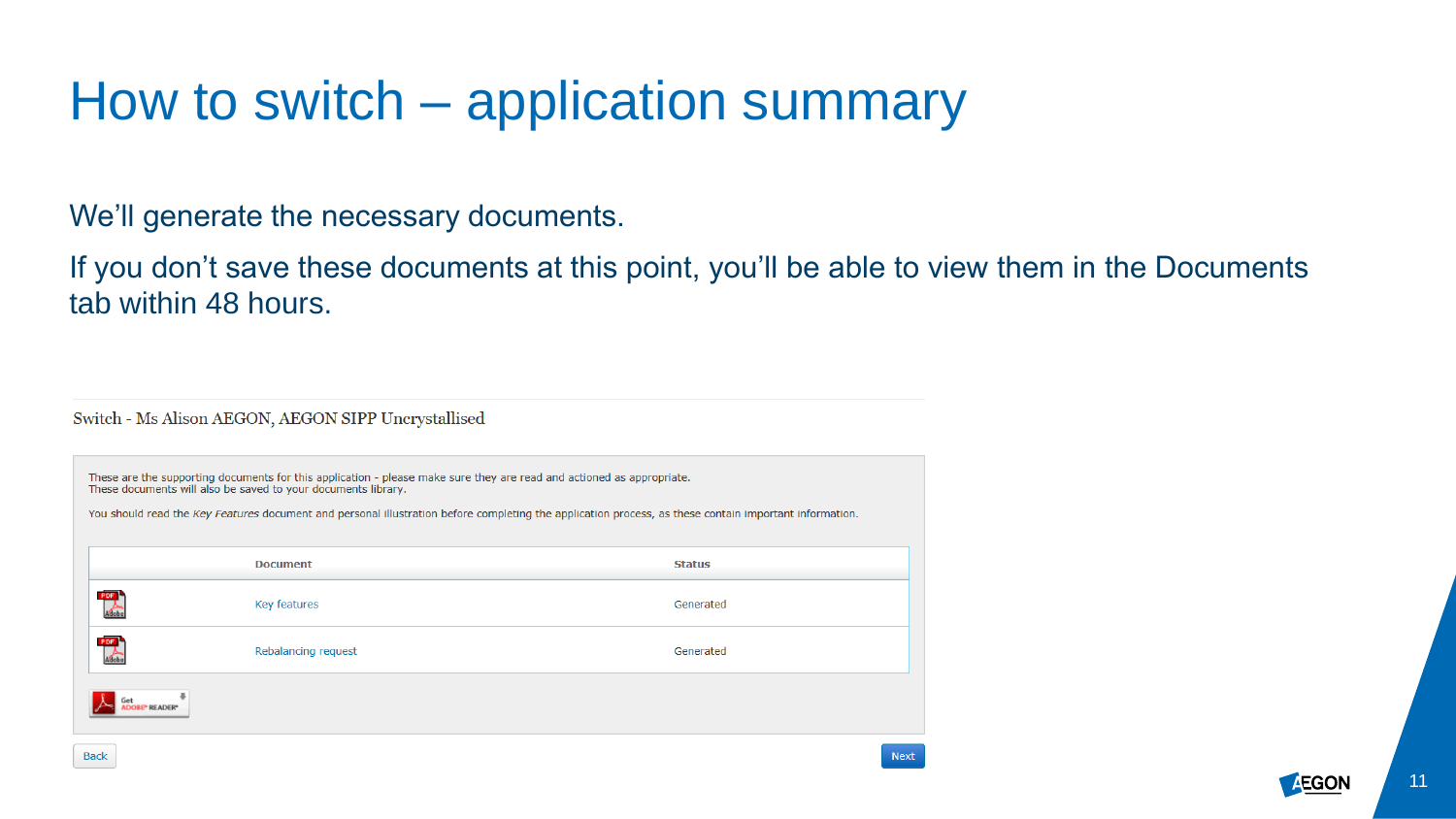# How to switch – application summary

We'll generate the necessary documents.

If you don't save these documents at this point, you'll be able to view them in the Documents tab within 48 hours.

Switch - Ms Alison AEGON, AEGON SIPP Uncrystallised

These are the supporting documents for this application - please make sure they are read and actioned as appropriate.
These documents will also be saved to your documents library.

You should read the *Key Features* document and personal illustration before completing the application process, as these contain important information.

| | Document | Status |
|---|---|---|
| PDF | Key features | Generated |
| PDF | Rebalancing request | Generated |

Get ADOBE® READER®

Back

Next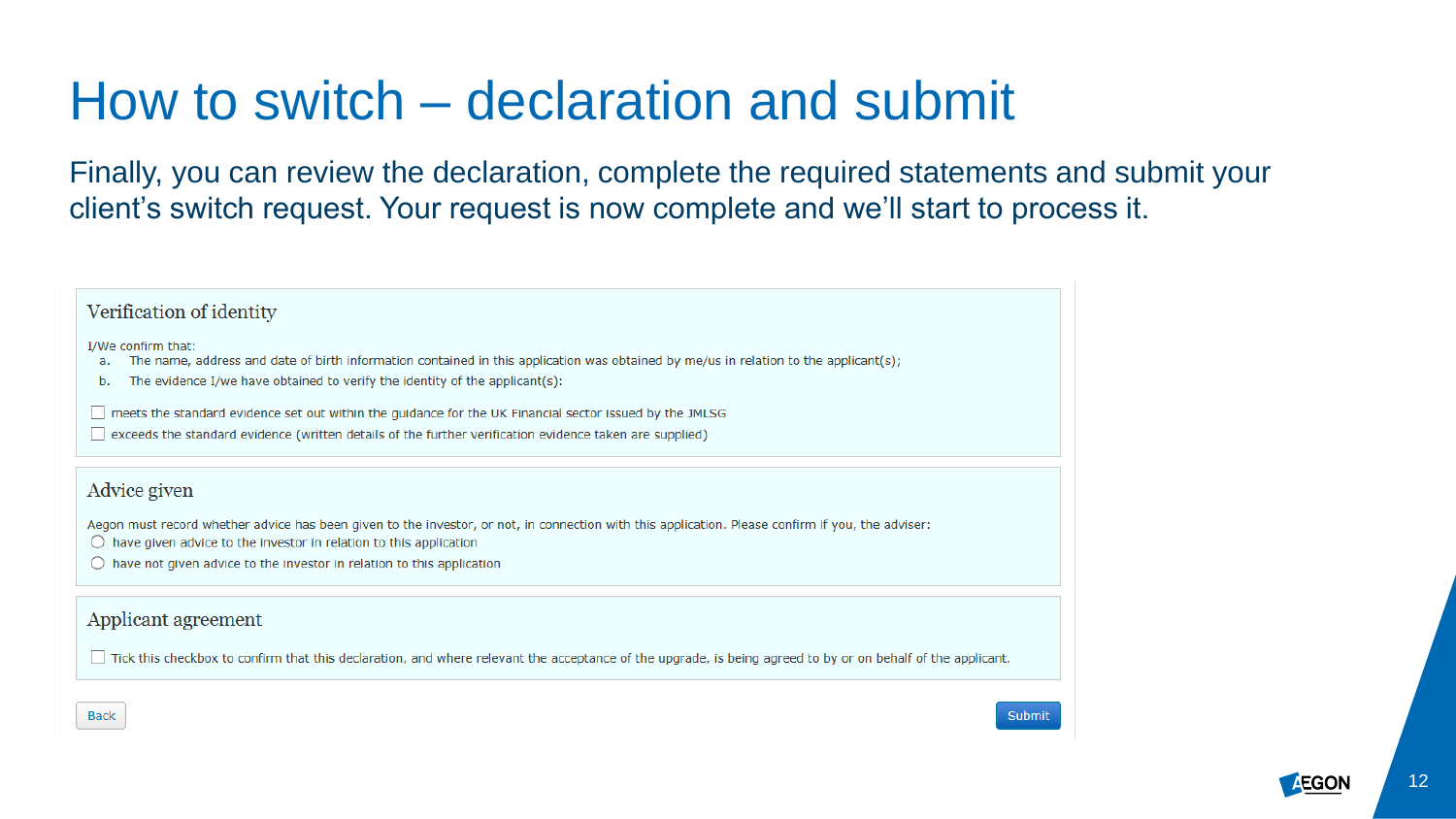# How to switch – declaration and submit

Finally, you can review the declaration, complete the required statements and submit your client's switch request. Your request is now complete and we'll start to process it.

## Verification of identity

I/We confirm that:

a. The name, address and date of birth information contained in this application was obtained by me/us in relation to the applicant(s);

b. The evidence I/we have obtained to verify the identity of the applicant(s):

- [ ] meets the standard evidence set out within the guidance for the UK Financial sector issued by the JMLSG
- [ ] exceeds the standard evidence (written details of the further verification evidence taken are supplied)

## Advice given

Aegon must record whether advice has been given to the investor, or not, in connection with this application. Please confirm if you, the adviser:

- ○ have given advice to the investor in relation to this application
- ○ have not given advice to the investor in relation to this application

## Applicant agreement

- [ ] Tick this checkbox to confirm that this declaration, and where relevant the acceptance of the upgrade, is being agreed to by or on behalf of the applicant.

Back | Submit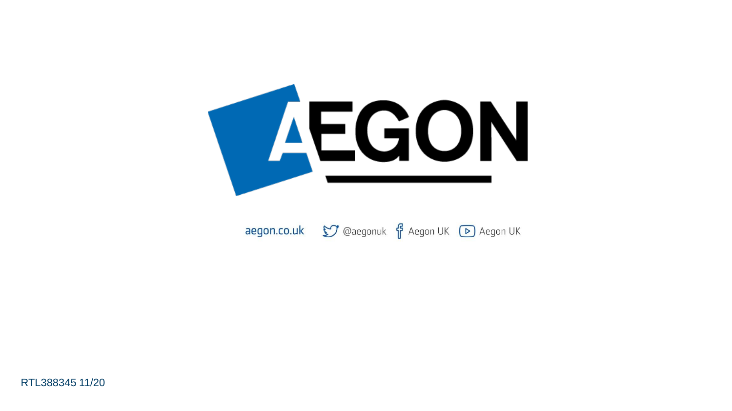AEGON

aegon.co.uk @aegonuk Aegon UK Aegon UK

RTL388345 11/20